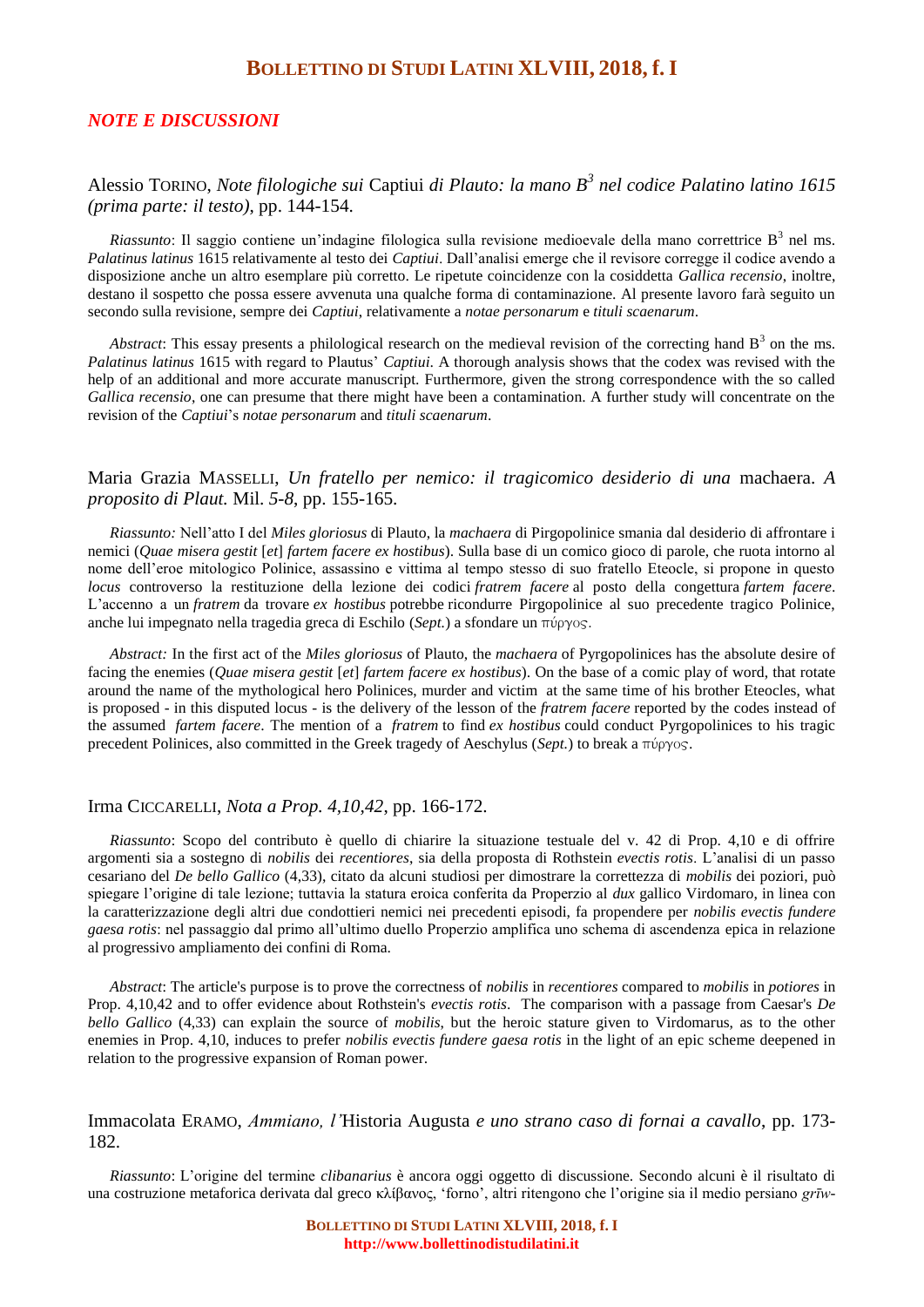## *NOTE E DISCUSSIONI*

### Alessio TORINO, *Note filologiche sui* Captiui *di Plauto: la mano $B^3$ nel codice Palatino latino 1615 (prima parte: il testo)*, pp. 144-154.

*Riassunto*: Il saggio contiene un'indagine filologica sulla revisione medioevale della mano correttrice $B^3$ nel ms. *Palatinus latinus* 1615 relativamente al testo dei *Captiui*. Dall'analisi emerge che il revisore corregge il codice avendo a disposizione anche un altro esemplare più corretto. Le ripetute coincidenze con la cosiddetta *Gallica recensio*, inoltre, destano il sospetto che possa essere avvenuta una qualche forma di contaminazione. Al presente lavoro farà seguito un secondo sulla revisione, sempre dei *Captiui*, relativamente a *notae personarum* e *tituli scaenarum*.

*Abstract*: This essay presents a philological research on the medieval revision of the correcting hand $B^3$ on the ms. *Palatinus latinus* 1615 with regard to Plautus' *Captiui*. A thorough analysis shows that the codex was revised with the help of an additional and more accurate manuscript. Furthermore, given the strong correspondence with the so called *Gallica recensio*, one can presume that there might have been a contamination. A further study will concentrate on the revision of the *Captiui*'s *notae personarum* and *tituli scaenarum*.

### Maria Grazia MASSELLI, *Un fratello per nemico: il tragicomico desiderio di una* machaera. *A proposito di Plaut.* Mil. *5-8*, pp. 155-165.

*Riassunto:* Nell'atto I del *Miles gloriosus* di Plauto, la *machaera* di Pirgopolinice smania dal desiderio di affrontare i nemici (*Quae misera gestit* [*et*] *fartem facere ex hostibus*). Sulla base di un comico gioco di parole, che ruota intorno al nome dell'eroe mitologico Polinice, assassino e vittima al tempo stesso di suo fratello Eteocle, si propone in questo *locus* controverso la restituzione della lezione dei codici *fratrem facere* al posto della congettura *fartem facere*. L'accenno a un *fratrem* da trovare *ex hostibus* potrebbe ricondurre Pirgopolinice al suo precedente tragico Polinice, anche lui impegnato nella tragedia greca di Eschilo (*Sept.*) a sfondare un πύργος.

*Abstract:* In the first act of the *Miles gloriosus* of Plauto, the *machaera* of Pyrgopolinices has the absolute desire of facing the enemies (*Quae misera gestit* [*et*] *fartem facere ex hostibus*). On the base of a comic play of word, that rotate around the name of the mythological hero Polinices, murder and victim at the same time of his brother Eteocles, what is proposed - in this disputed locus - is the delivery of the lesson of the *fratrem facere* reported by the codes instead of the assumed *fartem facere*. The mention of a *fratrem* to find *ex hostibus* could conduct Pyrgopolinices to his tragic precedent Polinices, also committed in the Greek tragedy of Aeschylus (*Sept.*) to break a πύργος.

### Irma CICCARELLI, *Nota a Prop. 4,10,42*, pp. 166-172.

*Riassunto*: Scopo del contributo è quello di chiarire la situazione testuale del v. 42 di Prop. 4,10 e di offrire argomenti sia a sostegno di *nobilis* dei *recentiores*, sia della proposta di Rothstein *evectis rotis*. L'analisi di un passo cesariano del *De bello Gallico* (4,33), citato da alcuni studiosi per dimostrare la correttezza di *mobilis* dei poziori, può spiegare l'origine di tale lezione; tuttavia la statura eroica conferita da Properzio al *dux* gallico Virdomaro, in linea con la caratterizzazione degli altri due condottieri nemici nei precedenti episodi, fa propendere per *nobilis evectis fundere gaesa rotis*: nel passaggio dal primo all'ultimo duello Properzio amplifica uno schema di ascendenza epica in relazione al progressivo ampliamento dei confini di Roma.

*Abstract*: The article's purpose is to prove the correctness of *nobilis* in *recentiores* compared to *mobilis* in *potiores* in Prop. 4,10,42 and to offer evidence about Rothstein's *evectis rotis*. The comparison with a passage from Caesar's *De bello Gallico* (4,33) can explain the source of *mobilis*, but the heroic stature given to Virdomarus, as to the other enemies in Prop. 4,10, induces to prefer *nobilis evectis fundere gaesa rotis* in the light of an epic scheme deepened in relation to the progressive expansion of Roman power.

### Immacolata ERAMO, *Ammiano, l'*Historia Augusta *e uno strano caso di fornai a cavallo*, pp. 173-182.

*Riassunto*: L'origine del termine *clibanarius* è ancora oggi oggetto di discussione. Secondo alcuni è il risultato di una costruzione metaforica derivata dal greco κλίβανος, 'forno', altri ritengono che l'origine sia il medio persiano *grīw-*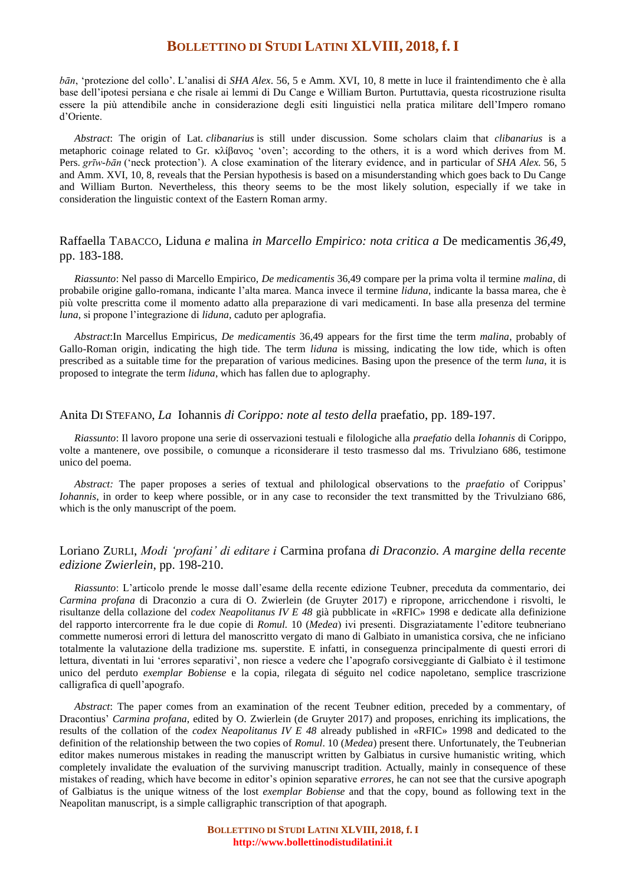*bān*, 'protezione del collo'. L'analisi di *SHA Alex*. 56, 5 e Amm. XVI, 10, 8 mette in luce il fraintendimento che è alla base dell'ipotesi persiana e che risale ai lemmi di Du Cange e William Burton. Purtuttavia, questa ricostruzione risulta essere la più attendibile anche in considerazione degli esiti linguistici nella pratica militare dell'Impero romano d'Oriente.

*Abstract*: The origin of Lat. *clibanarius* is still under discussion. Some scholars claim that *clibanarius* is a metaphoric coinage related to Gr. κλίβανος 'oven'; according to the others, it is a word which derives from M. Pers. *grīw-bān* ('neck protection'). A close examination of the literary evidence, and in particular of *SHA Alex.* 56, 5 and Amm. XVI, 10, 8, reveals that the Persian hypothesis is based on a misunderstanding which goes back to Du Cange and William Burton. Nevertheless, this theory seems to be the most likely solution, especially if we take in consideration the linguistic context of the Eastern Roman army.

## Raffaella TABACCO, Liduna *e* malina *in Marcello Empirico: nota critica a* De medicamentis *36,49*, pp. 183-188.

*Riassunto*: Nel passo di Marcello Empirico, *De medicamentis* 36,49 compare per la prima volta il termine *malina*, di probabile origine gallo-romana, indicante l'alta marea. Manca invece il termine *liduna*, indicante la bassa marea, che è più volte prescritta come il momento adatto alla preparazione di vari medicamenti. In base alla presenza del termine *luna*, si propone l'integrazione di *liduna*, caduto per aplografia.

*Abstract*:In Marcellus Empiricus, *De medicamentis* 36,49 appears for the first time the term *malina*, probably of Gallo-Roman origin, indicating the high tide. The term *liduna* is missing, indicating the low tide, which is often prescribed as a suitable time for the preparation of various medicines. Basing upon the presence of the term *luna*, it is proposed to integrate the term *liduna*, which has fallen due to aplography.

## Anita DI STEFANO, *La* Iohannis *di Corippo: note al testo della* praefatio, pp. 189-197.

*Riassunto*: Il lavoro propone una serie di osservazioni testuali e filologiche alla *praefatio* della *Iohannis* di Coripppo, volte a mantenere, ove possibile, o comunque a riconsiderare il testo trasmesso dal ms. Trivulziano 686, testimone unico del poema.

*Abstract:* The paper proposes a series of textual and philological observations to the *praefatio* of Corippus' *Iohannis*, in order to keep where possible, or in any case to reconsider the text transmitted by the Trivulziano 686, which is the only manuscript of the poem.

## Loriano ZURLI, *Modi 'profani' di editare i* Carmina profana *di Draconzio. A margine della recente edizione Zwierlein*, pp. 198-210.

*Riassunto*: L'articolo prende le mosse dall'esame della recente edizione Teubner, preceduta da commentario, dei *Carmina profana* di Draconzio a cura di O. Zwierlein (de Gruyter 2017) e ripropone, arricchendone i risvolti, le risultanze della collazione del *codex Neapolitanus IV E 48* già pubblicate in «RFIC» 1998 e dedicate alla definizione del rapporto intercorrente fra le due copie di *Romul*. 10 (*Medea*) ivi presenti. Disgraziatamente l'editore teubneriano commette numerosi errori di lettura del manoscritto vergato di mano di Galbiato in umanistica corsiva, che ne inficiano totalmente la valutazione della tradizione ms. superstite. E infatti, in conseguenza principalmente di questi errori di lettura, diventati in lui 'errores separativi', non riesce a vedere che l'apografo corsiveggiante di Galbiato è il testimone unico del perduto *exemplar Bobiense* e la copia, rilegata di séguito nel codice napoletano, semplice trascrizione calligrafica di quell'apografo.

*Abstract*: The paper comes from an examination of the recent Teubner edition, preceded by a commentary, of Dracontius' *Carmina profana*, edited by O. Zwierlein (de Gruyter 2017) and proposes, enriching its implications, the results of the collation of the *codex Neapolitanus IV E 48* already published in «RFIC» 1998 and dedicated to the definition of the relationship between the two copies of *Romul*. 10 (*Medea*) present there. Unfortunately, the Teubnerian editor makes numerous mistakes in reading the manuscript written by Galbiatus in cursive humanistic writing, which completely invalidate the evaluation of the surviving manuscript tradition. Actually, mainly in consequence of these mistakes of reading, which have become in editor's opinion separative *errores*, he can not see that the cursive apograph of Galbiatus is the unique witness of the lost *exemplar Bobiense* and that the copy, bound as following text in the Neapolitan manuscript, is a simple calligraphic transcription of that apograph.